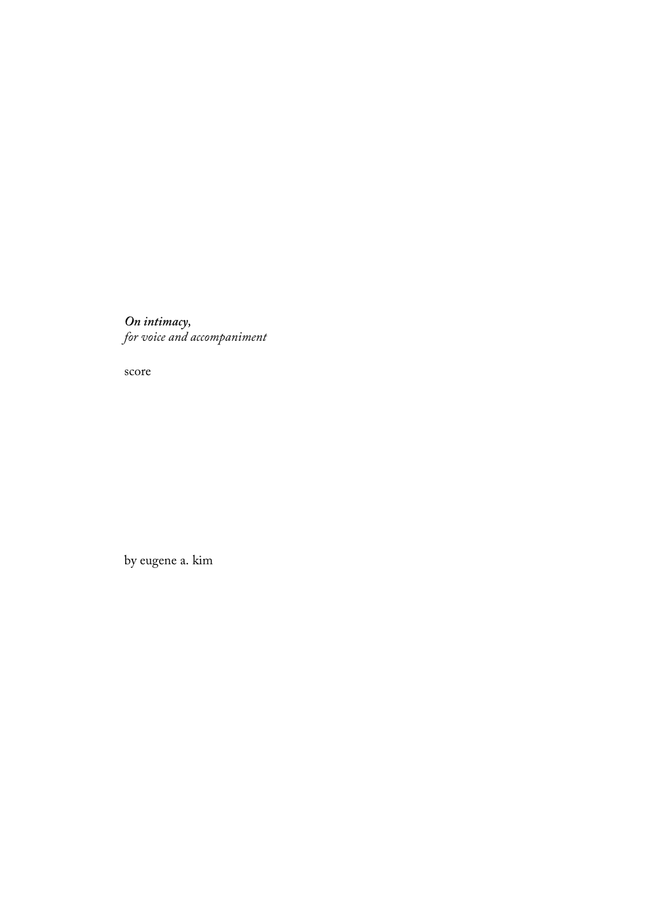***On intimacy,***
*for voice and accompaniment*

score

by eugene a. kim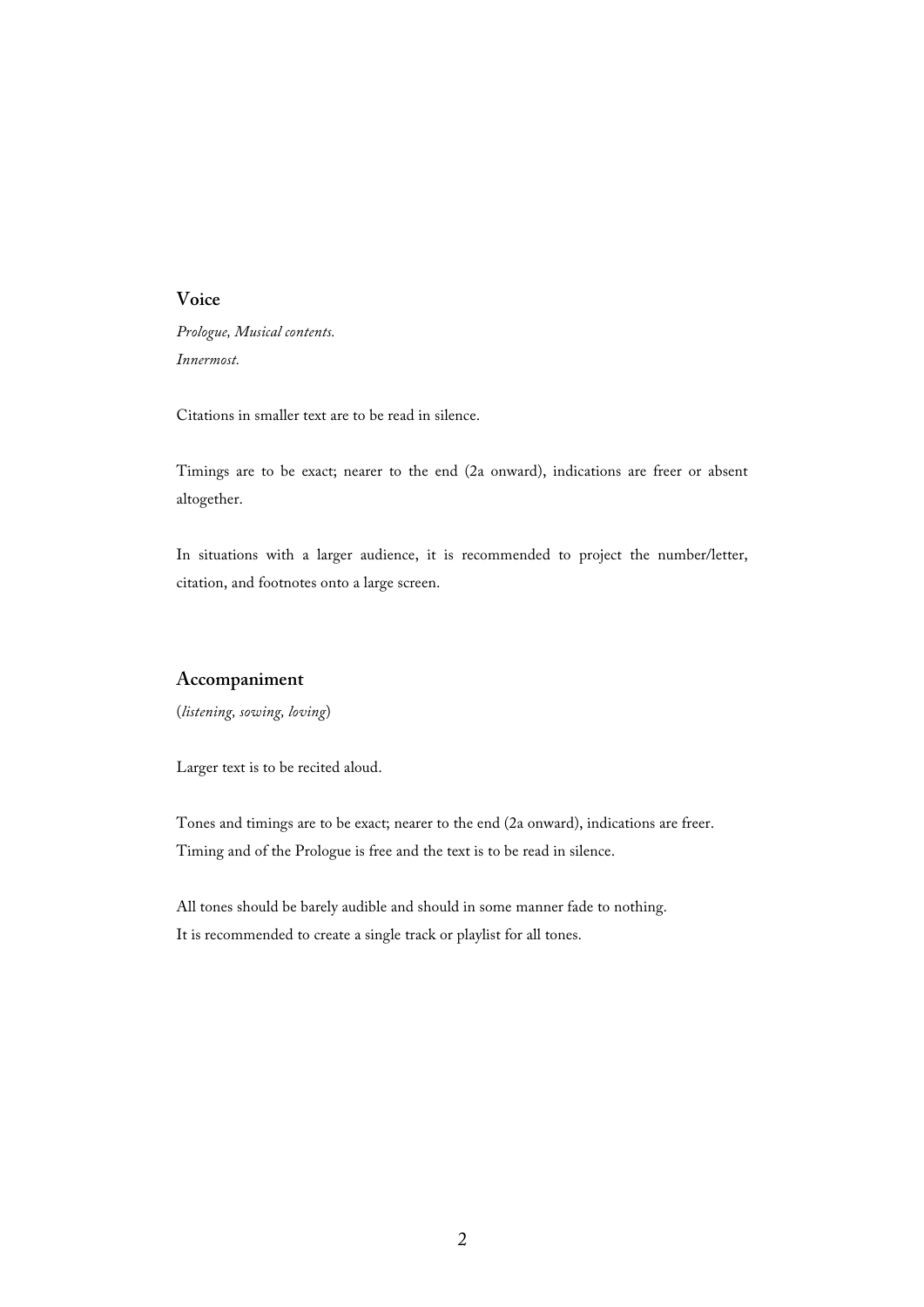## Voice

*Prologue, Musical contents.*
*Innermost.*

Citations in smaller text are to be read in silence.

Timings are to be exact; nearer to the end (2a onward), indications are freer or absent altogether.

In situations with a larger audience, it is recommended to project the number/letter, citation, and footnotes onto a large screen.

## Accompaniment

(*listening, sowing, loving*)

Larger text is to be recited aloud.

Tones and timings are to be exact; nearer to the end (2a onward), indications are freer.
Timing and of the Prologue is free and the text is to be read in silence.

All tones should be barely audible and should in some manner fade to nothing.
It is recommended to create a single track or playlist for all tones.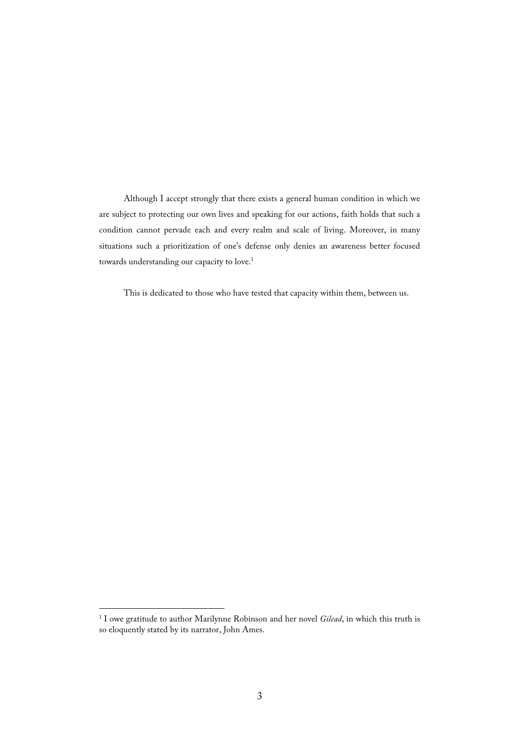Although I accept strongly that there exists a general human condition in which we are subject to protecting our own lives and speaking for our actions, faith holds that such a condition cannot pervade each and every realm and scale of living. Moreover, in many situations such a prioritization of one's defense only denies an awareness better focused towards understanding our capacity to love.[1]

This is dedicated to those who have tested that capacity within them, between us.

[1] I owe gratitude to author Marilynne Robinson and her novel *Gilead*, in which this truth is so eloquently stated by its narrator, John Ames.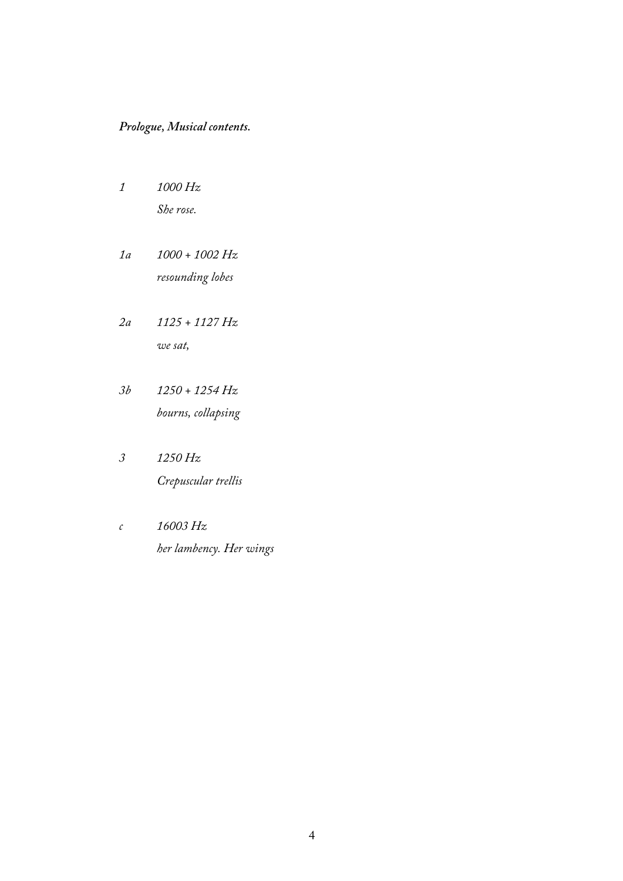***Prologue, Musical contents.***

*1* *1000 Hz*
*She rose.*

*1a* *1000 + 1002 Hz*
*resounding lobes*

*2a* *1125 + 1127 Hz*
*we sat,*

*3b* *1250 + 1254 Hz*
*bourns, collapsing*

*3* *1250 Hz*
*Crepuscular trellis*

*c* *16003 Hz*
*her lambency. Her wings*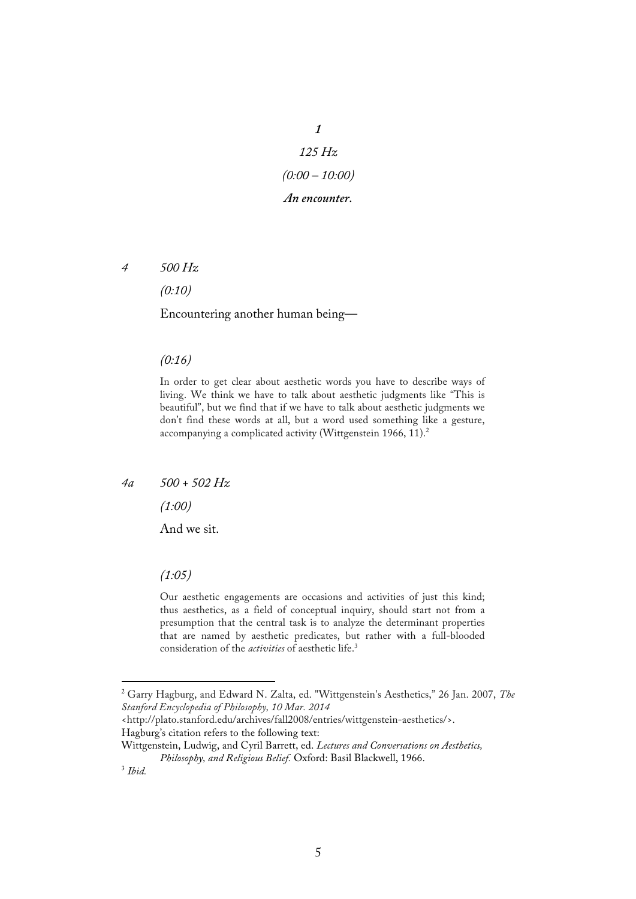***1***

*125 Hz*

*(0:00 – 10:00)*

***An encounter.***

*4* *500 Hz*

*(0:10)*

Encountering another human being—

*(0:16)*

> In order to get clear about aesthetic words you have to describe ways of living. We think we have to talk about aesthetic judgments like "This is beautiful", but we find that if we have to talk about aesthetic judgments we don't find these words at all, but a word used something like a gesture, accompanying a complicated activity (Wittgenstein 1966, 11).[2]

*4a* *500 + 502 Hz*

*(1:00)*

And we sit.

*(1:05)*

> Our aesthetic engagements are occasions and activities of just this kind; thus aesthetics, as a field of conceptual inquiry, should start not from a presumption that the central task is to analyze the determinant properties that are named by aesthetic predicates, but rather with a full-blooded consideration of the *activities* of aesthetic life.[3]

---

[2] Garry Hagburg, and Edward N. Zalta, ed. "Wittgenstein's Aesthetics," 26 Jan. 2007, *The Stanford Encyclopedia of Philosophy, 10 Mar. 2014* <http://plato.stanford.edu/archives/fall2008/entries/wittgenstein-aesthetics/>.
Hagburg's citation refers to the following text:
Wittgenstein, Ludwig, and Cyril Barrett, ed. *Lectures and Conversations on Aesthetics, Philosophy, and Religious Belief.* Oxford: Basil Blackwell, 1966.

[3] *Ibid.*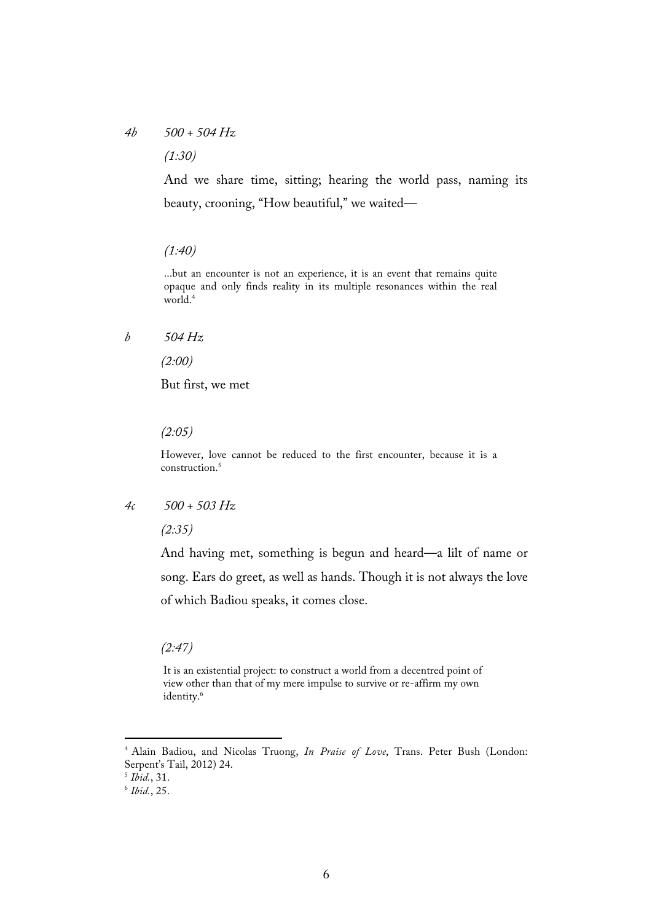*4b*  *500 + 504 Hz*

*(1:30)*

And we share time, sitting; hearing the world pass, naming its beauty, crooning, "How beautiful," we waited—

*(1:40)*

...but an encounter is not an experience, it is an event that remains quite opaque and only finds reality in its multiple resonances within the real world.[4]

*b*  *504 Hz*

*(2:00)*

But first, we met

*(2:05)*

However, love cannot be reduced to the first encounter, because it is a construction.[5]

*4c*  *500 + 503 Hz*

*(2:35)*

And having met, something is begun and heard—a lilt of name or song. Ears do greet, as well as hands. Though it is not always the love of which Badiou speaks, it comes close.

*(2:47)*

It is an existential project: to construct a world from a decentred point of view other than that of my mere impulse to survive or re-affirm my own identity.[6]

---

[4] Alain Badiou, and Nicolas Truong, *In Praise of Love*, Trans. Peter Bush (London: Serpent's Tail, 2012) 24.

[5] *Ibid.*, 31.

[6] *Ibid.*, 25.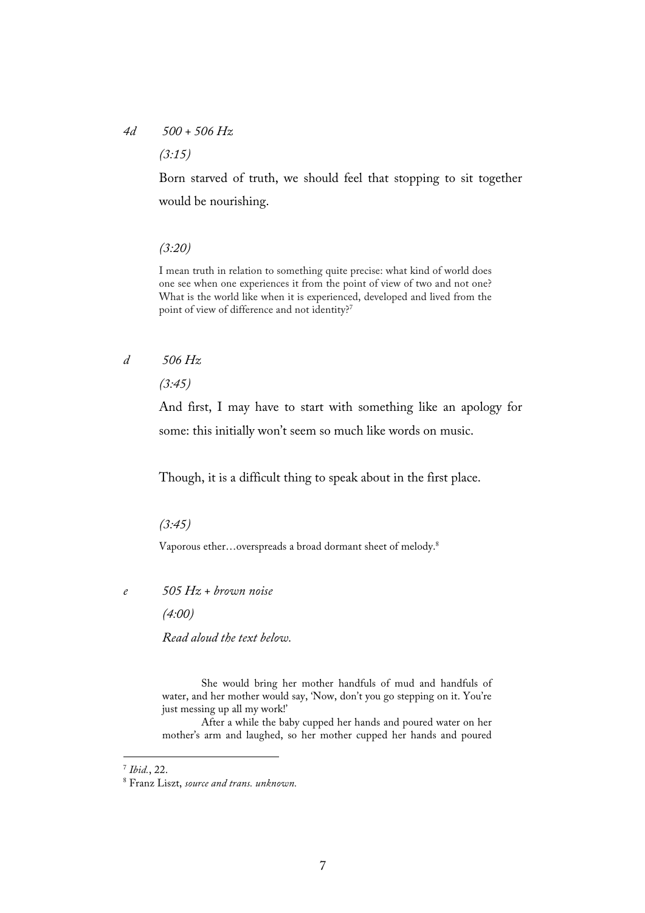*4d* *500 + 506 Hz*

*(3:15)*

Born starved of truth, we should feel that stopping to sit together would be nourishing.

*(3:20)*

I mean truth in relation to something quite precise: what kind of world does one see when one experiences it from the point of view of two and not one? What is the world like when it is experienced, developed and lived from the point of view of difference and not identity?[7]

*d* *506 Hz*

*(3:45)*

And first, I may have to start with something like an apology for some: this initially won't seem so much like words on music.

Though, it is a difficult thing to speak about in the first place.

*(3:45)*

Vaporous ether…overspreads a broad dormant sheet of melody.[8]

*e* *505 Hz + brown noise*

*(4:00)*

*Read aloud the text below.*

She would bring her mother handfuls of mud and handfuls of water, and her mother would say, 'Now, don't you go stepping on it. You're just messing up all my work!'

After a while the baby cupped her hands and poured water on her mother's arm and laughed, so her mother cupped her hands and poured

---

[7] *Ibid.*, 22.

[8] Franz Liszt, *source and trans. unknown.*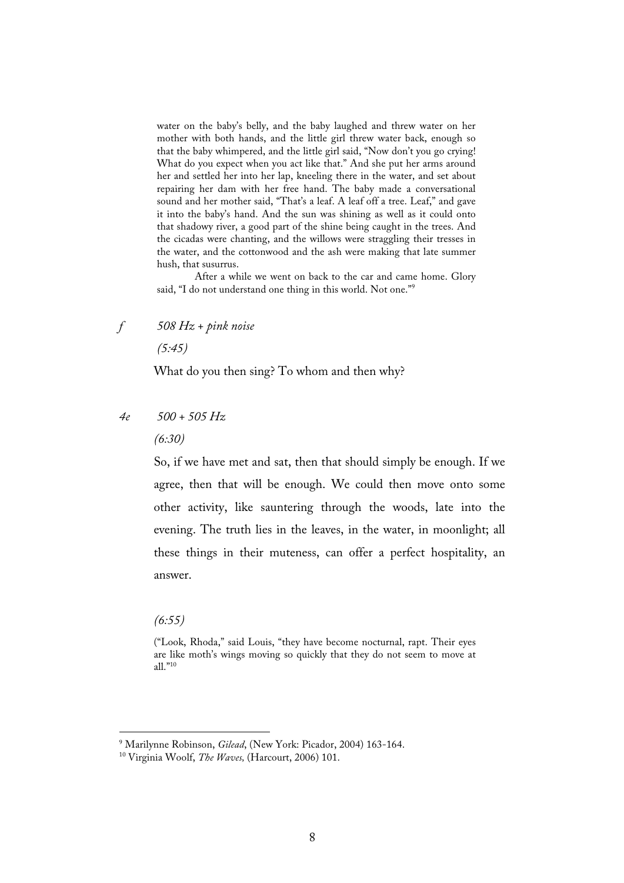> water on the baby's belly, and the baby laughed and threw water on her mother with both hands, and the little girl threw water back, enough so that the baby whimpered, and the little girl said, "Now don't you go crying! What do you expect when you act like that." And she put her arms around her and settled her into her lap, kneeling there in the water, and set about repairing her dam with her free hand. The baby made a conversational sound and her mother said, "That's a leaf. A leaf off a tree. Leaf," and gave it into the baby's hand. And the sun was shining as well as it could onto that shadowy river, a good part of the shine being caught in the trees. And the cicadas were chanting, and the willows were straggling their tresses in the water, and the cottonwood and the ash were making that late summer hush, that susurrus.
>
> After a while we went on back to the car and came home. Glory said, "I do not understand one thing in this world. Not one."[9]

*f* *508 Hz + pink noise*

*(5:45)*

What do you then sing? To whom and then why?

*4e* *500 + 505 Hz*

*(6:30)*

So, if we have met and sat, then that should simply be enough. If we agree, then that will be enough. We could then move onto some other activity, like sauntering through the woods, late into the evening. The truth lies in the leaves, in the water, in moonlight; all these things in their muteness, can offer a perfect hospitality, an answer.

*(6:55)*

> ("Look, Rhoda," said Louis, "they have become nocturnal, rapt. Their eyes are like moth's wings moving so quickly that they do not seem to move at all."[10]

---

[9] Marilynne Robinson, *Gilead*, (New York: Picador, 2004) 163-164.

[10] Virginia Woolf, *The Waves,* (Harcourt, 2006) 101.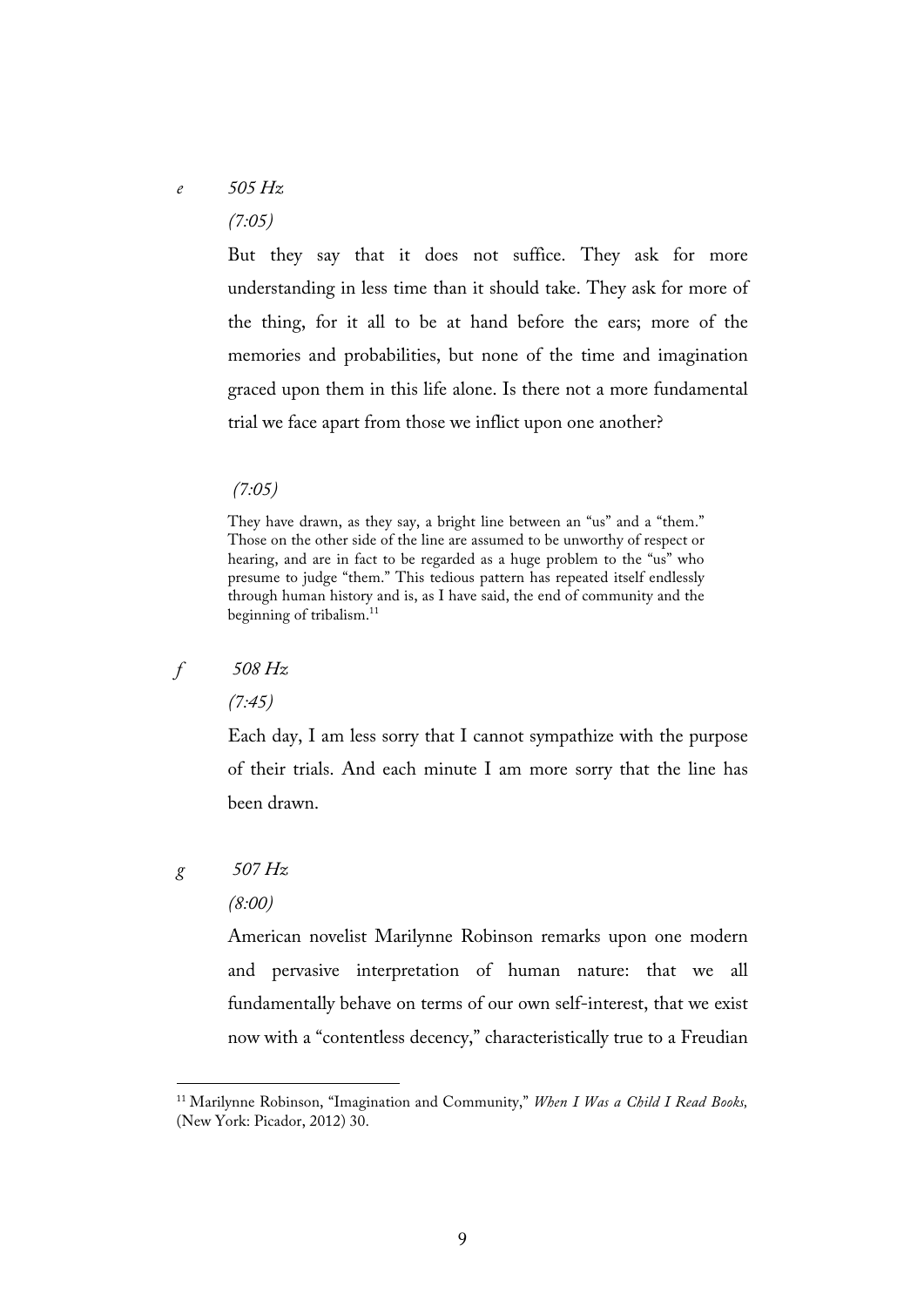*e* *505 Hz*

*(7:05)*

But they say that it does not suffice. They ask for more understanding in less time than it should take. They ask for more of the thing, for it all to be at hand before the ears; more of the memories and probabilities, but none of the time and imagination graced upon them in this life alone. Is there not a more fundamental trial we face apart from those we inflict upon one another?

*(7:05)*

> They have drawn, as they say, a bright line between an "us" and a "them." Those on the other side of the line are assumed to be unworthy of respect or hearing, and are in fact to be regarded as a huge problem to the "us" who presume to judge "them." This tedious pattern has repeated itself endlessly through human history and is, as I have said, the end of community and the beginning of tribalism.[11]

*f* *508 Hz*

*(7:45)*

Each day, I am less sorry that I cannot sympathize with the purpose of their trials. And each minute I am more sorry that the line has been drawn.

*g* *507 Hz*

*(8:00)*

American novelist Marilynne Robinson remarks upon one modern and pervasive interpretation of human nature: that we all fundamentally behave on terms of our own self-interest, that we exist now with a "contentless decency," characteristically true to a Freudian

---

[11] Marilynne Robinson, "Imagination and Community," *When I Was a Child I Read Books,* (New York: Picador, 2012) 30.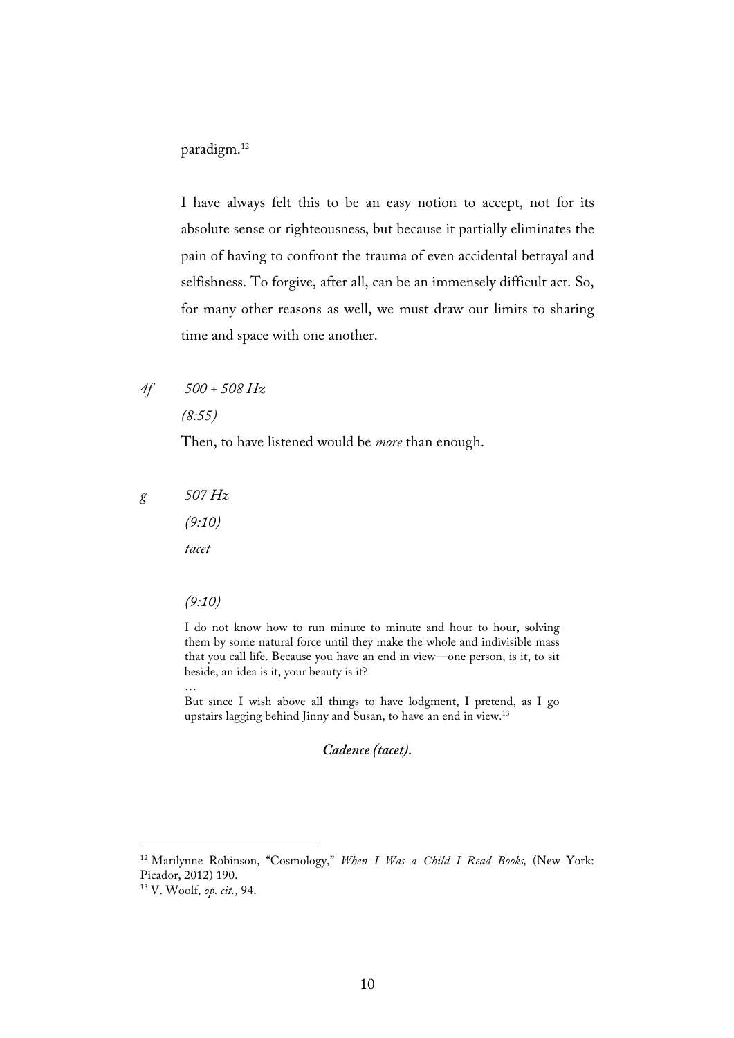paradigm.[12]

I have always felt this to be an easy notion to accept, not for its absolute sense or righteousness, but because it partially eliminates the pain of having to confront the trauma of even accidental betrayal and selfishness. To forgive, after all, can be an immensely difficult act. So, for many other reasons as well, we must draw our limits to sharing time and space with one another.

*4f* *500 + 508 Hz*

*(8:55)*

Then, to have listened would be *more* than enough.

*g* *507 Hz*

*(9:10)*

*tacet*

*(9:10)*

> I do not know how to run minute to minute and hour to hour, solving them by some natural force until they make the whole and indivisible mass that you call life. Because you have an end in view—one person, is it, to sit beside, an idea is it, your beauty is it?
>
> …
>
> But since I wish above all things to have lodgment, I pretend, as I go upstairs lagging behind Jinny and Susan, to have an end in view.[13]

***Cadence (tacet).***

---

[12] Marilynne Robinson, "Cosmology," *When I Was a Child I Read Books,* (New York: Picador, 2012) 190.

[13] V. Woolf, *op. cit.*, 94.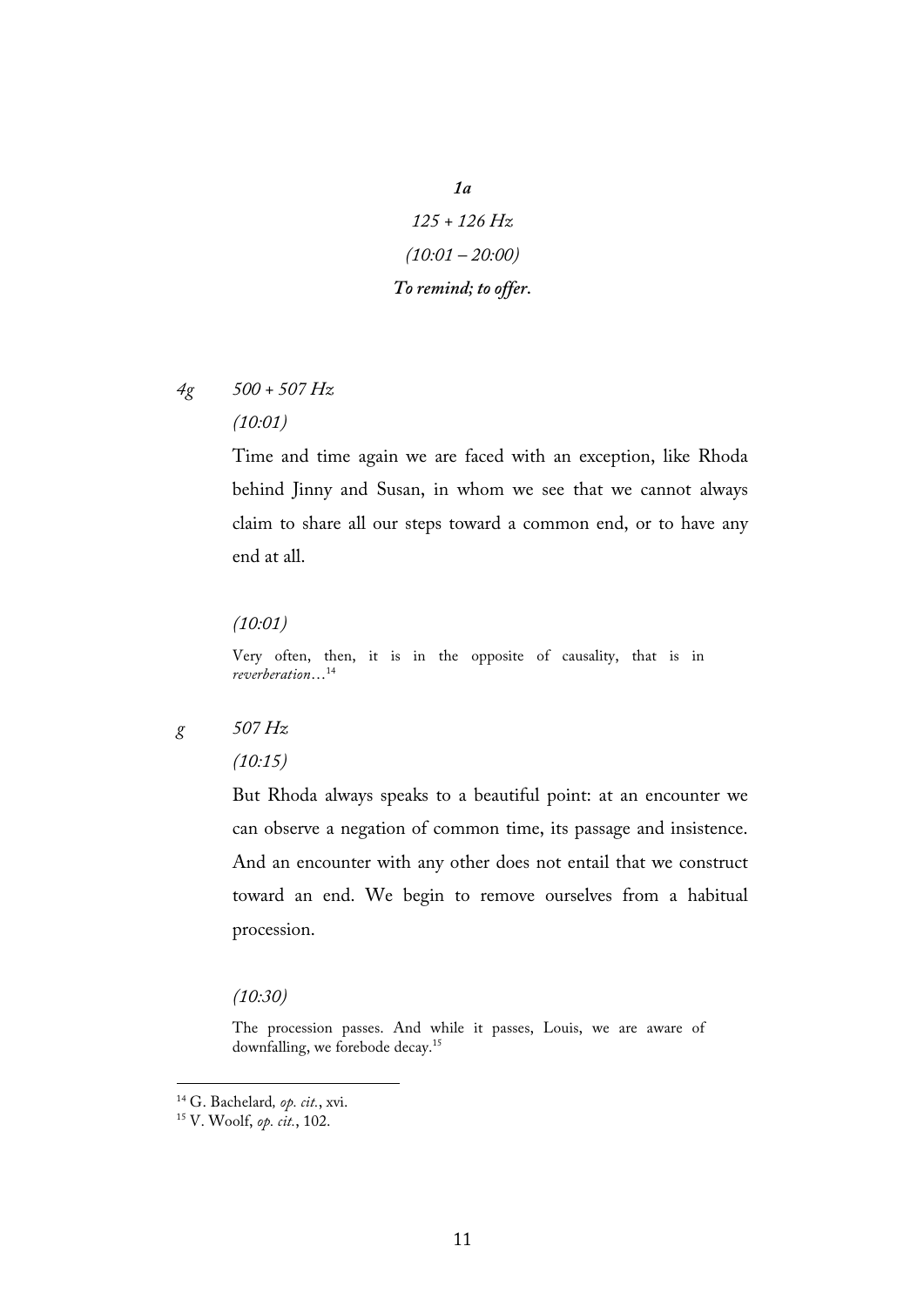***1a***

*125 + 126 Hz*

*(10:01 – 20:00)*

***To remind; to offer.***

*4g* *500 + 507 Hz*

*(10:01)*

Time and time again we are faced with an exception, like Rhoda behind Jinny and Susan, in whom we see that we cannot always claim to share all our steps toward a common end, or to have any end at all.

*(10:01)*

Very often, then, it is in the opposite of causality, that is in *reverberation*…[14]

*g* *507 Hz*

*(10:15)*

But Rhoda always speaks to a beautiful point: at an encounter we can observe a negation of common time, its passage and insistence. And an encounter with any other does not entail that we construct toward an end. We begin to remove ourselves from a habitual procession.

*(10:30)*

The procession passes. And while it passes, Louis, we are aware of downfalling, we forebode decay.[15]

---

[14] G. Bachelard, *op. cit.*, xvi.

[15] V. Woolf, *op. cit.*, 102.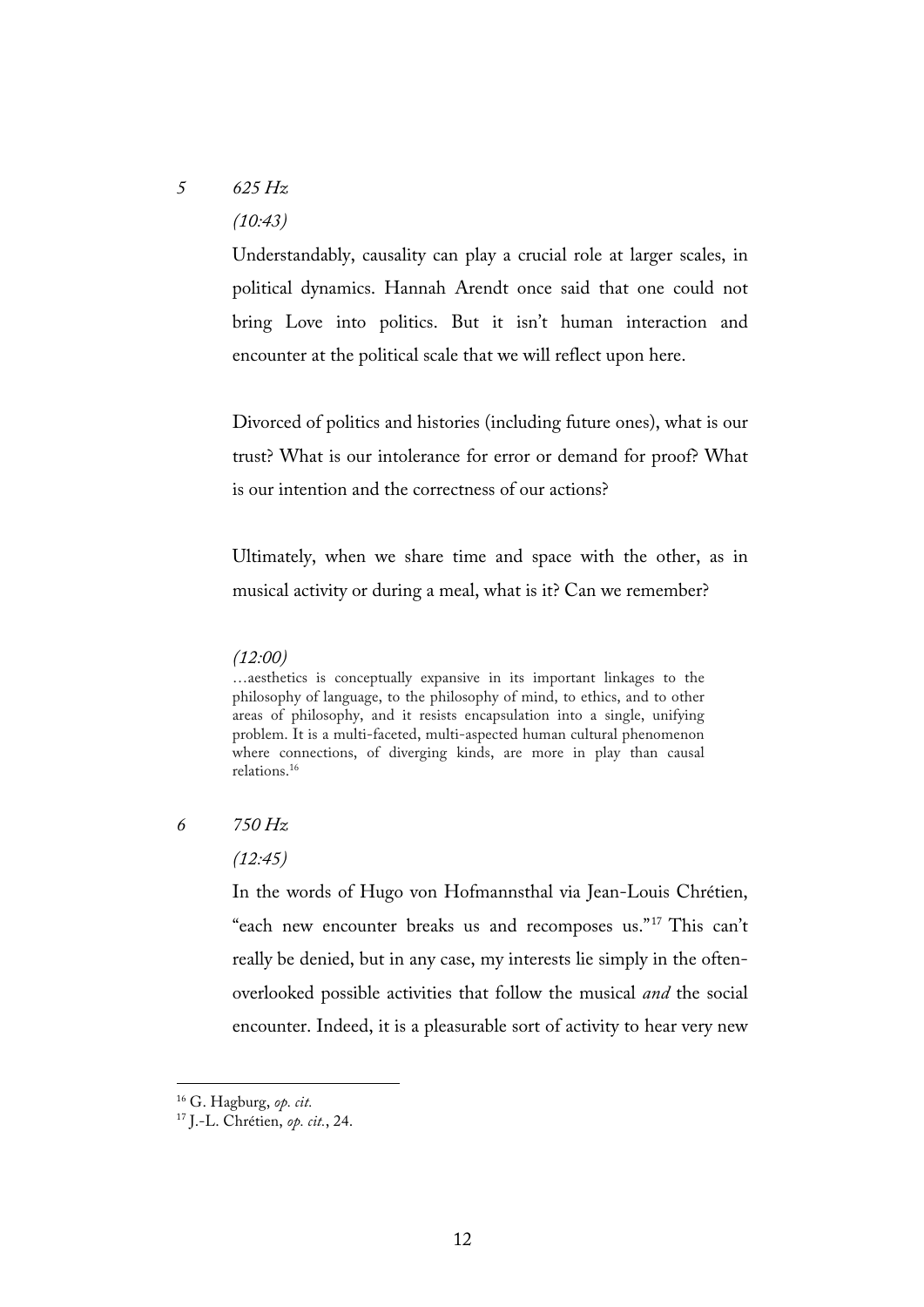*5 625 Hz*

*(10:43)*

Understandably, causality can play a crucial role at larger scales, in political dynamics. Hannah Arendt once said that one could not bring Love into politics. But it isn't human interaction and encounter at the political scale that we will reflect upon here.

Divorced of politics and histories (including future ones), what is our trust? What is our intolerance for error or demand for proof? What is our intention and the correctness of our actions?

Ultimately, when we share time and space with the other, as in musical activity or during a meal, what is it? Can we remember?

*(12:00)*

> …aesthetics is conceptually expansive in its important linkages to the philosophy of language, to the philosophy of mind, to ethics, and to other areas of philosophy, and it resists encapsulation into a single, unifying problem. It is a multi-faceted, multi-aspected human cultural phenomenon where connections, of diverging kinds, are more in play than causal relations.[16]

*6 750 Hz*

*(12:45)*

In the words of Hugo von Hofmannsthal via Jean-Louis Chrétien, "each new encounter breaks us and recomposes us."[17] This can't really be denied, but in any case, my interests lie simply in the often-overlooked possible activities that follow the musical *and* the social encounter. Indeed, it is a pleasurable sort of activity to hear very new

---

[16] G. Hagburg, *op. cit.*

[17] J.-L. Chrétien, *op. cit.*, 24.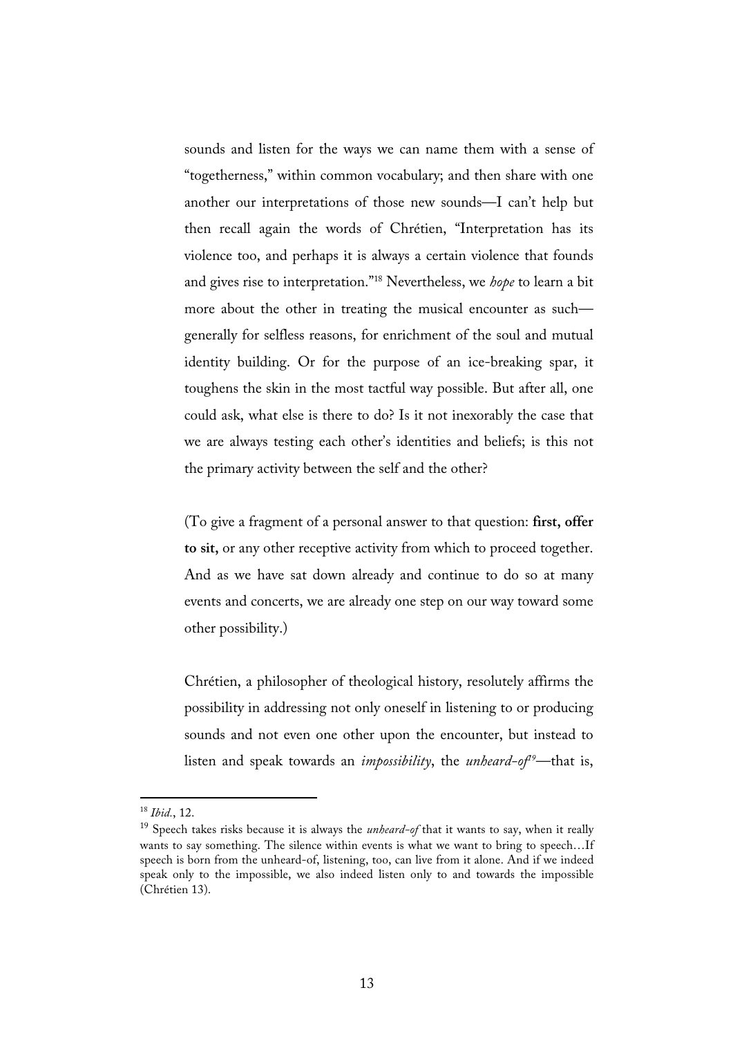sounds and listen for the ways we can name them with a sense of "togetherness," within common vocabulary; and then share with one another our interpretations of those new sounds—I can't help but then recall again the words of Chrétien, "Interpretation has its violence too, and perhaps it is always a certain violence that founds and gives rise to interpretation."[18] Nevertheless, we *hope* to learn a bit more about the other in treating the musical encounter as such—generally for selfless reasons, for enrichment of the soul and mutual identity building. Or for the purpose of an ice-breaking spar, it toughens the skin in the most tactful way possible. But after all, one could ask, what else is there to do? Is it not inexorably the case that we are always testing each other's identities and beliefs; is this not the primary activity between the self and the other?

(To give a fragment of a personal answer to that question: **first, offer to sit,** or any other receptive activity from which to proceed together. And as we have sat down already and continue to do so at many events and concerts, we are already one step on our way toward some other possibility.)

Chrétien, a philosopher of theological history, resolutely affirms the possibility in addressing not only oneself in listening to or producing sounds and not even one other upon the encounter, but instead to listen and speak towards an *impossibility*, the *unheard-of*[19]—that is,

---

[18] *Ibid.*, 12.

[19] Speech takes risks because it is always the *unheard-of* that it wants to say, when it really wants to say something. The silence within events is what we want to bring to speech…If speech is born from the unheard-of, listening, too, can live from it alone. And if we indeed speak only to the impossible, we also indeed listen only to and towards the impossible (Chrétien 13).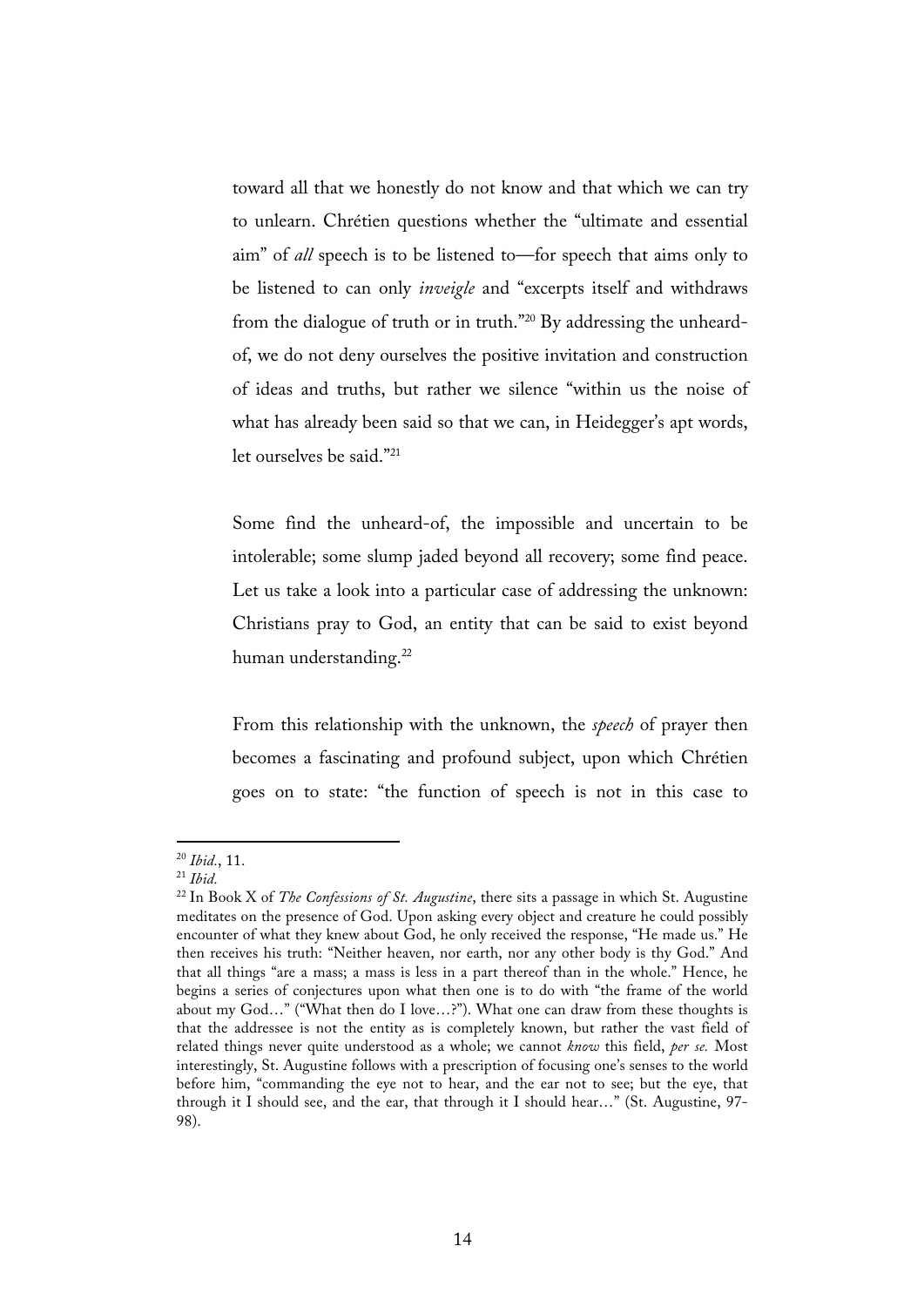toward all that we honestly do not know and that which we can try to unlearn. Chrétien questions whether the "ultimate and essential aim" of *all* speech is to be listened to—for speech that aims only to be listened to can only *inveigle* and "excerpts itself and withdraws from the dialogue of truth or in truth."[20] By addressing the unheard-of, we do not deny ourselves the positive invitation and construction of ideas and truths, but rather we silence "within us the noise of what has already been said so that we can, in Heidegger's apt words, let ourselves be said."[21]

Some find the unheard-of, the impossible and uncertain to be intolerable; some slump jaded beyond all recovery; some find peace. Let us take a look into a particular case of addressing the unknown: Christians pray to God, an entity that can be said to exist beyond human understanding.[22]

From this relationship with the unknown, the *speech* of prayer then becomes a fascinating and profound subject, upon which Chrétien goes on to state: "the function of speech is not in this case to

---

[20] *Ibid.*, 11.

[21] *Ibid.*

[22] In Book X of *The Confessions of St. Augustine*, there sits a passage in which St. Augustine meditates on the presence of God. Upon asking every object and creature he could possibly encounter of what they knew about God, he only received the response, "He made us." He then receives his truth: "Neither heaven, nor earth, nor any other body is thy God." And that all things "are a mass; a mass is less in a part thereof than in the whole." Hence, he begins a series of conjectures upon what then one is to do with "the frame of the world about my God…" ("What then do I love…?"). What one can draw from these thoughts is that the addressee is not the entity as is completely known, but rather the vast field of related things never quite understood as a whole; we cannot *know* this field, *per se.* Most interestingly, St. Augustine follows with a prescription of focusing one's senses to the world before him, "commanding the eye not to hear, and the ear not to see; but the eye, that through it I should see, and the ear, that through it I should hear…" (St. Augustine, 97-98).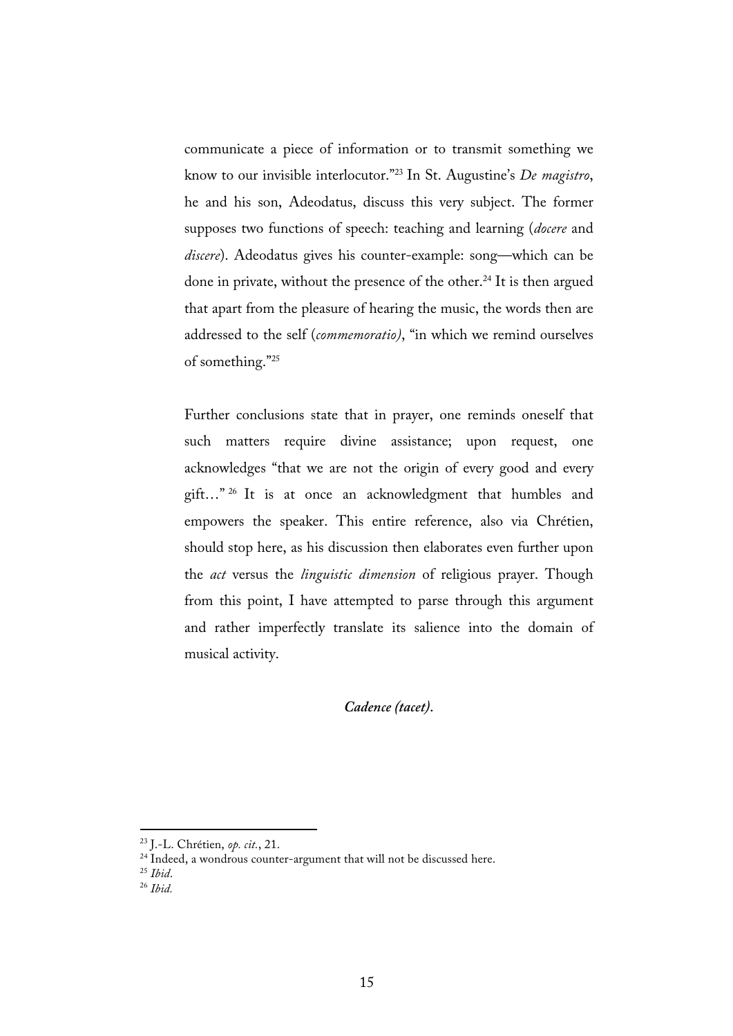communicate a piece of information or to transmit something we know to our invisible interlocutor."[23] In St. Augustine's *De magistro*, he and his son, Adeodatus, discuss this very subject. The former supposes two functions of speech: teaching and learning (*docere* and *discere*). Adeodatus gives his counter-example: song—which can be done in private, without the presence of the other.[24] It is then argued that apart from the pleasure of hearing the music, the words then are addressed to the self (*commemoratio)*, "in which we remind ourselves of something."[25]

Further conclusions state that in prayer, one reminds oneself that such matters require divine assistance; upon request, one acknowledges "that we are not the origin of every good and every gift…" [26] It is at once an acknowledgment that humbles and empowers the speaker. This entire reference, also via Chrétien, should stop here, as his discussion then elaborates even further upon the *act* versus the *linguistic dimension* of religious prayer. Though from this point, I have attempted to parse through this argument and rather imperfectly translate its salience into the domain of musical activity.

***Cadence (tacet).***

---

[23] J.-L. Chrétien, *op. cit.*, 21.

[24] Indeed, a wondrous counter-argument that will not be discussed here.

[25] *Ibid*.

[26] *Ibid.*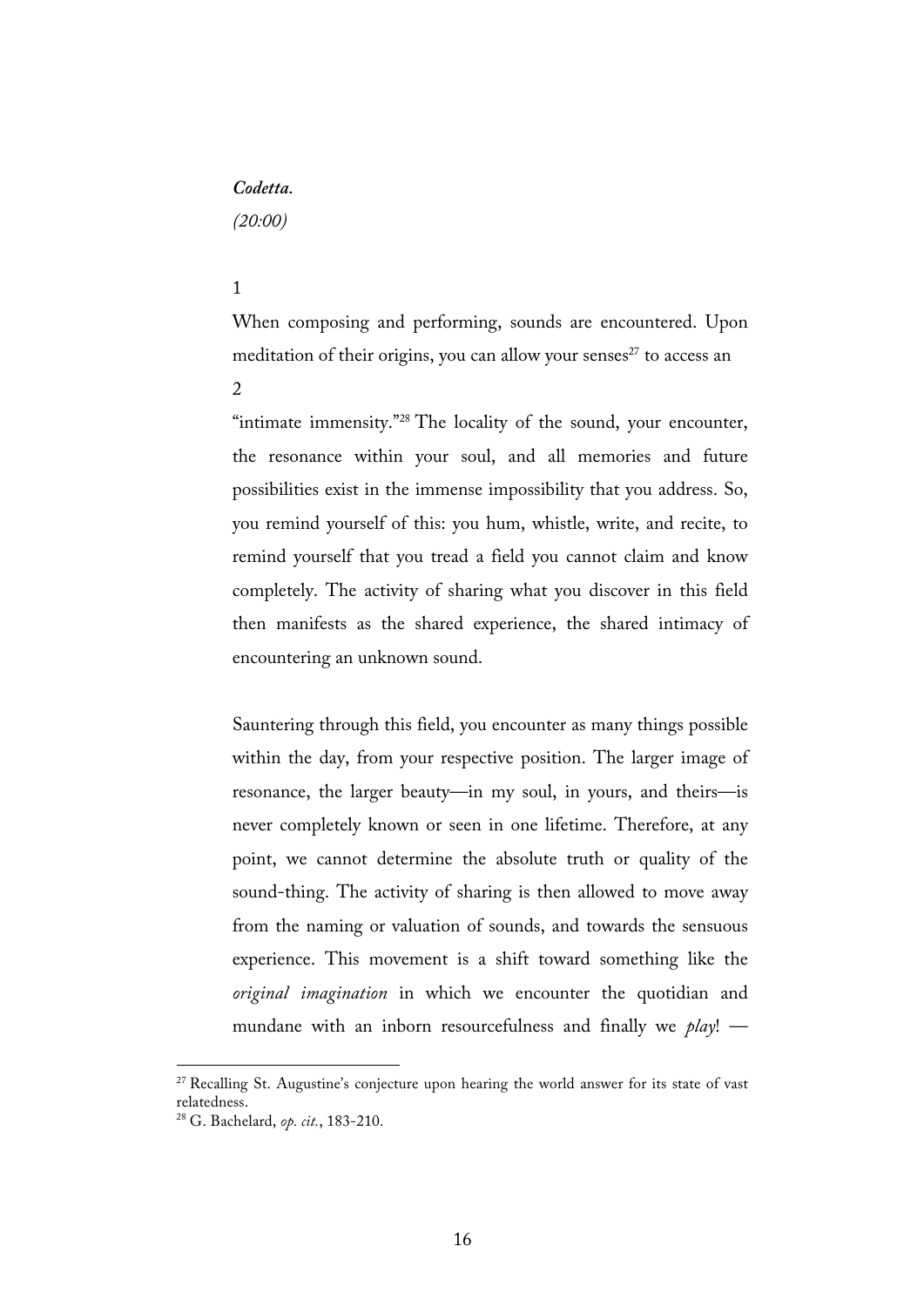***Codetta.***

*(20:00)*

1

When composing and performing, sounds are encountered. Upon meditation of their origins, you can allow your senses[27] to access an

2

"intimate immensity."[28] The locality of the sound, your encounter, the resonance within your soul, and all memories and future possibilities exist in the immense impossibility that you address. So, you remind yourself of this: you hum, whistle, write, and recite, to remind yourself that you tread a field you cannot claim and know completely. The activity of sharing what you discover in this field then manifests as the shared experience, the shared intimacy of encountering an unknown sound.

Sauntering through this field, you encounter as many things possible within the day, from your respective position. The larger image of resonance, the larger beauty—in my soul, in yours, and theirs—is never completely known or seen in one lifetime. Therefore, at any point, we cannot determine the absolute truth or quality of the sound-thing. The activity of sharing is then allowed to move away from the naming or valuation of sounds, and towards the sensuous experience. This movement is a shift toward something like the *original imagination* in which we encounter the quotidian and mundane with an inborn resourcefulness and finally we *play*! —

---

[27] Recalling St. Augustine's conjecture upon hearing the world answer for its state of vast relatedness.

[28] G. Bachelard, *op. cit.*, 183-210.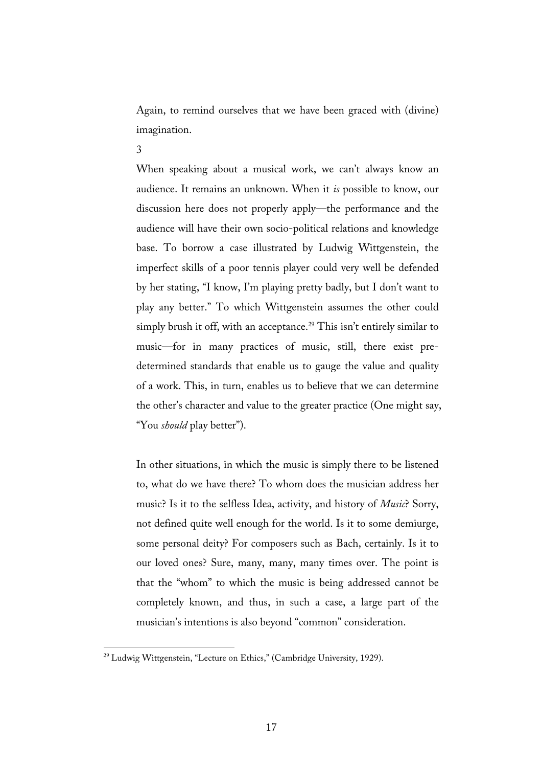Again, to remind ourselves that we have been graced with (divine) imagination.

3

When speaking about a musical work, we can't always know an audience. It remains an unknown. When it *is* possible to know, our discussion here does not properly apply—the performance and the audience will have their own socio-political relations and knowledge base. To borrow a case illustrated by Ludwig Wittgenstein, the imperfect skills of a poor tennis player could very well be defended by her stating, "I know, I'm playing pretty badly, but I don't want to play any better." To which Wittgenstein assumes the other could simply brush it off, with an acceptance.[29] This isn't entirely similar to music—for in many practices of music, still, there exist pre-determined standards that enable us to gauge the value and quality of a work. This, in turn, enables us to believe that we can determine the other's character and value to the greater practice (One might say, "You *should* play better").

In other situations, in which the music is simply there to be listened to, what do we have there? To whom does the musician address her music? Is it to the selfless Idea, activity, and history of *Music*? Sorry, not defined quite well enough for the world. Is it to some demiurge, some personal deity? For composers such as Bach, certainly. Is it to our loved ones? Sure, many, many, many times over. The point is that the "whom" to which the music is being addressed cannot be completely known, and thus, in such a case, a large part of the musician's intentions is also beyond "common" consideration.

[29] Ludwig Wittgenstein, "Lecture on Ethics," (Cambridge University, 1929).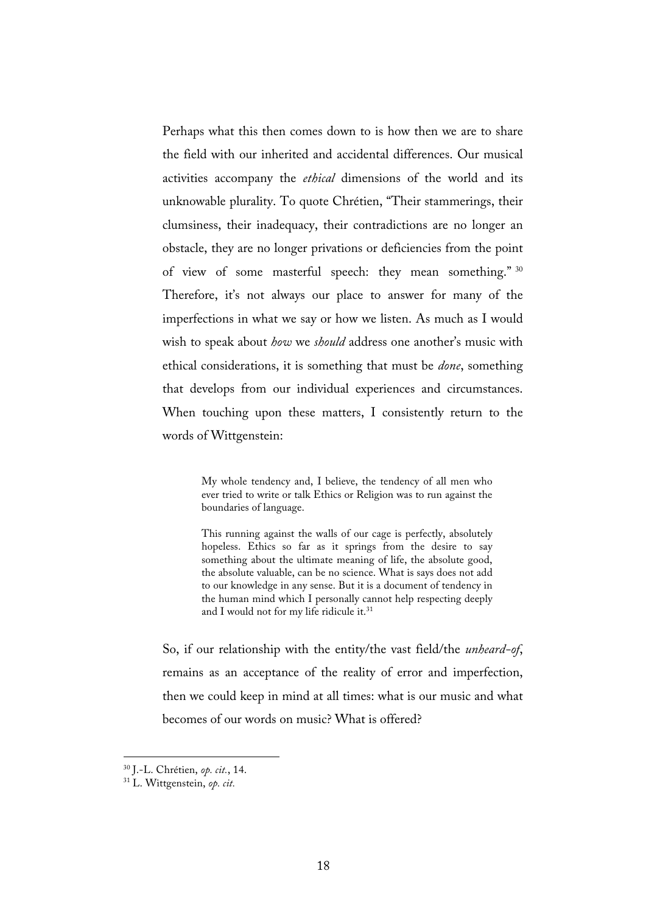Perhaps what this then comes down to is how then we are to share the field with our inherited and accidental differences. Our musical activities accompany the *ethical* dimensions of the world and its unknowable plurality. To quote Chrétien, "Their stammerings, their clumsiness, their inadequacy, their contradictions are no longer an obstacle, they are no longer privations or deficiencies from the point of view of some masterful speech: they mean something." [30] Therefore, it's not always our place to answer for many of the imperfections in what we say or how we listen. As much as I would wish to speak about *how* we *should* address one another's music with ethical considerations, it is something that must be *done*, something that develops from our individual experiences and circumstances. When touching upon these matters, I consistently return to the words of Wittgenstein:

> My whole tendency and, I believe, the tendency of all men who ever tried to write or talk Ethics or Religion was to run against the boundaries of language.
>
> This running against the walls of our cage is perfectly, absolutely hopeless. Ethics so far as it springs from the desire to say something about the ultimate meaning of life, the absolute good, the absolute valuable, can be no science. What is says does not add to our knowledge in any sense. But it is a document of tendency in the human mind which I personally cannot help respecting deeply and I would not for my life ridicule it.[31]

So, if our relationship with the entity/the vast field/the *unheard-of*, remains as an acceptance of the reality of error and imperfection, then we could keep in mind at all times: what is our music and what becomes of our words on music? What is offered?

---

[30] J.-L. Chrétien, *op. cit.*, 14.

[31] L. Wittgenstein, *op. cit.*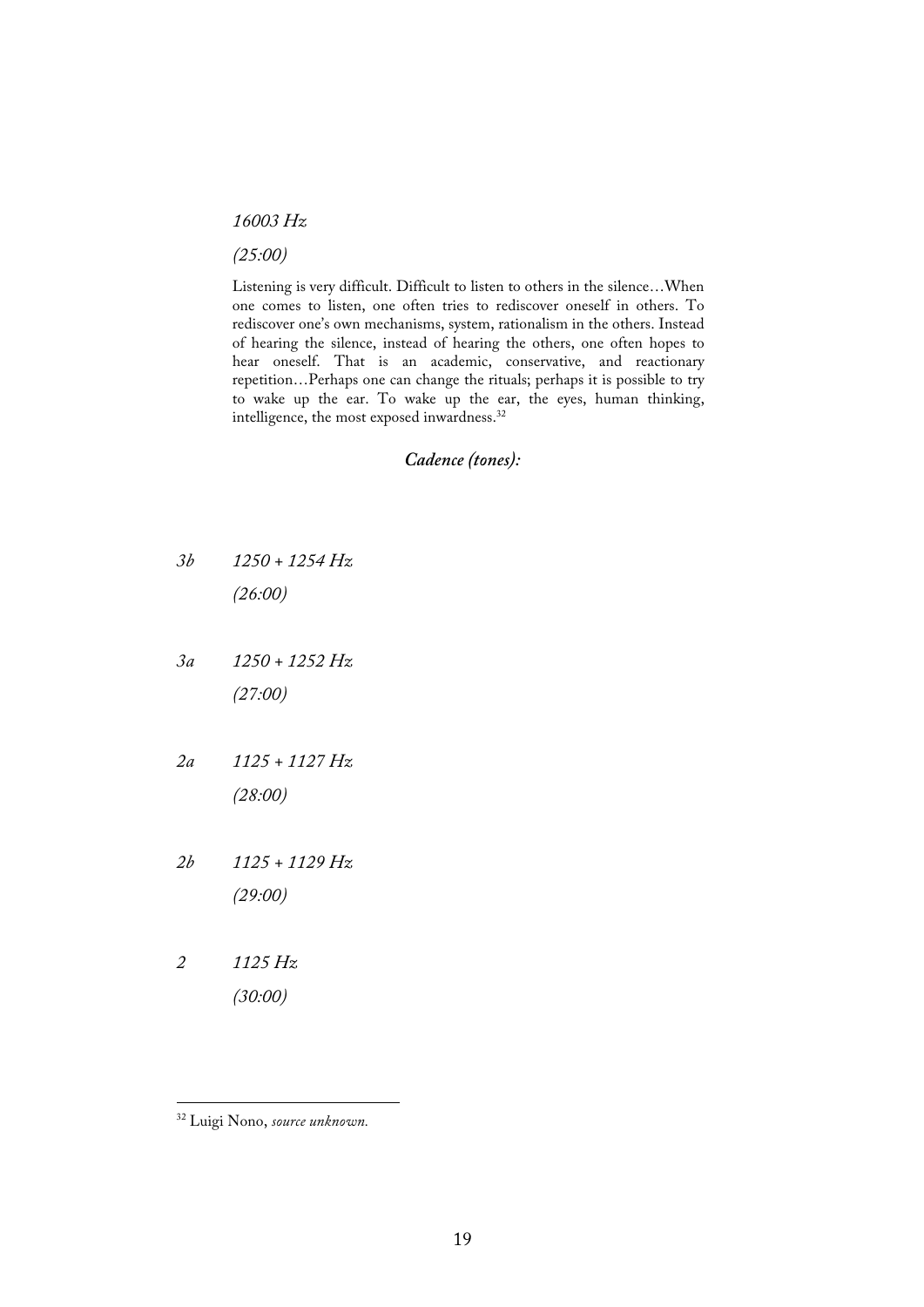*16003 Hz*

*(25:00)*

Listening is very difficult. Difficult to listen to others in the silence…When one comes to listen, one often tries to rediscover oneself in others. To rediscover one's own mechanisms, system, rationalism in the others. Instead of hearing the silence, instead of hearing the others, one often hopes to hear oneself. That is an academic, conservative, and reactionary repetition…Perhaps one can change the rituals; perhaps it is possible to try to wake up the ear. To wake up the ear, the eyes, human thinking, intelligence, the most exposed inwardness.[32]

***Cadence (tones):***

*3b* *1250 + 1254 Hz*

*(26:00)*

*3a* *1250 + 1252 Hz*

*(27:00)*

*2a* *1125 + 1127 Hz*

*(28:00)*

*2b* *1125 + 1129 Hz*

*(29:00)*

*2* *1125 Hz*

*(30:00)*

---

[32] Luigi Nono, *source unknown.*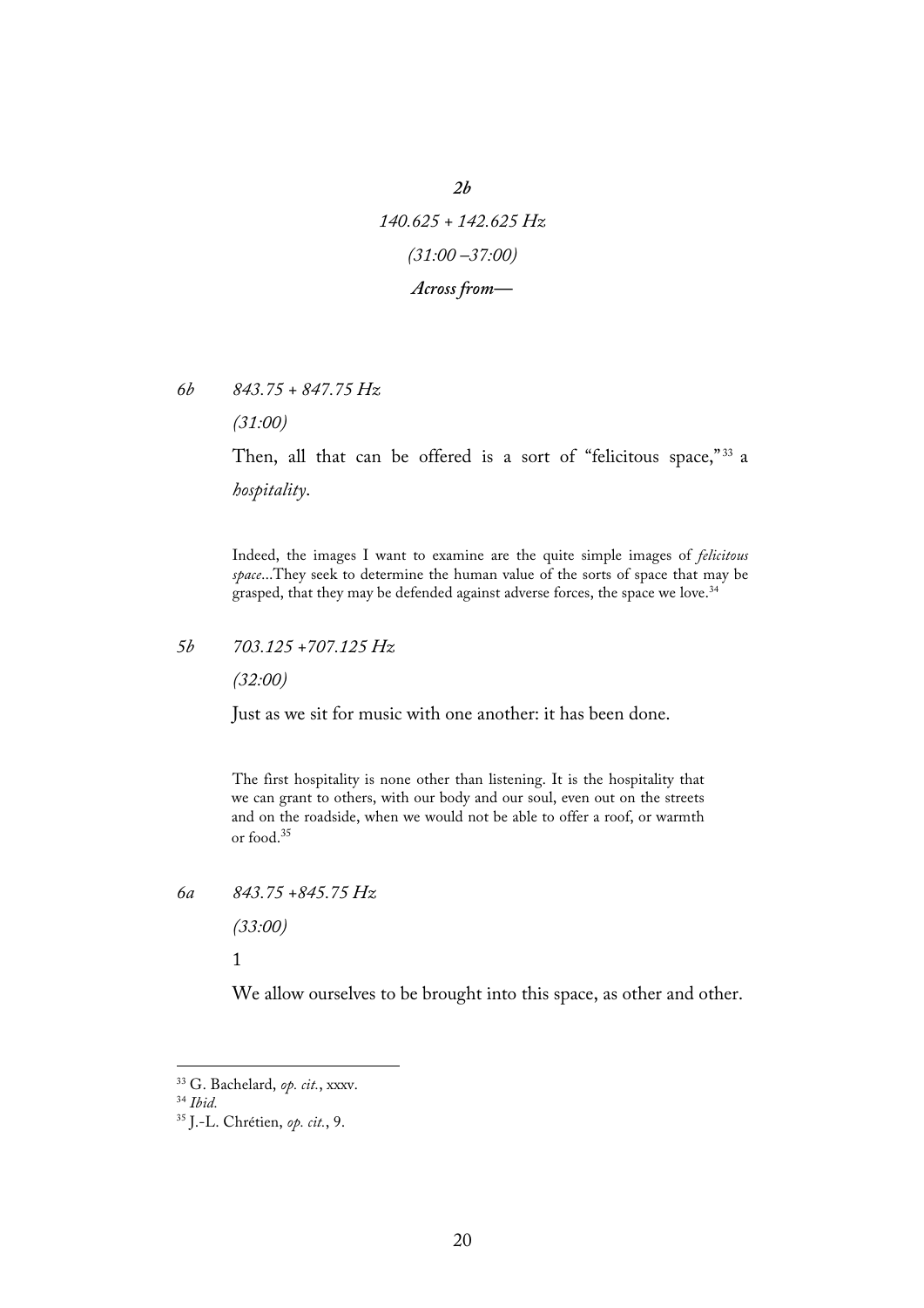***2b***

*140.625 + 142.625 Hz*

*(31:00 –37:00)*

***Across from—***

*6b* *843.75 + 847.75 Hz*

*(31:00)*

Then, all that can be offered is a sort of "felicitous space,"[33] a *hospitality*.

> Indeed, the images I want to examine are the quite simple images of *felicitous space*...They seek to determine the human value of the sorts of space that may be grasped, that they may be defended against adverse forces, the space we love.[34]

*5b* *703.125 +707.125 Hz*

*(32:00)*

Just as we sit for music with one another: it has been done.

> The first hospitality is none other than listening. It is the hospitality that we can grant to others, with our body and our soul, even out on the streets and on the roadside, when we would not be able to offer a roof, or warmth or food.[35]

*6a* *843.75 +845.75 Hz*

*(33:00)*

1

We allow ourselves to be brought into this space, as other and other.

---

[33] G. Bachelard, *op. cit.*, xxxv.

[34] *Ibid.*

[35] J.-L. Chrétien, *op. cit.*, 9.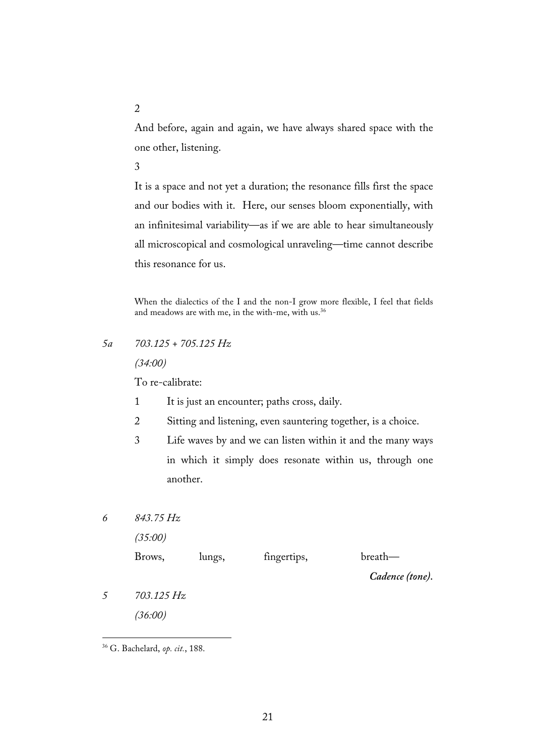2

And before, again and again, we have always shared space with the one other, listening.

3

It is a space and not yet a duration; the resonance fills first the space and our bodies with it. Here, our senses bloom exponentially, with an infinitesimal variability—as if we are able to hear simultaneously all microscopical and cosmological unraveling—time cannot describe this resonance for us.

> When the dialectics of the I and the non-I grow more flexible, I feel that fields and meadows are with me, in the with-me, with us.[36]

*5a* *703.125 + 705.125 Hz*

*(34:00)*

To re-calibrate:

1. It is just an encounter; paths cross, daily.
2. Sitting and listening, even sauntering together, is a choice.
3. Life waves by and we can listen within it and the many ways in which it simply does resonate within us, through one another.

*6* *843.75 Hz*

*(35:00)*

Brows, lungs, fingertips, breath—

***Cadence (tone).***

*5* *703.125 Hz*

*(36:00)*

---

[36] G. Bachelard, *op. cit.*, 188.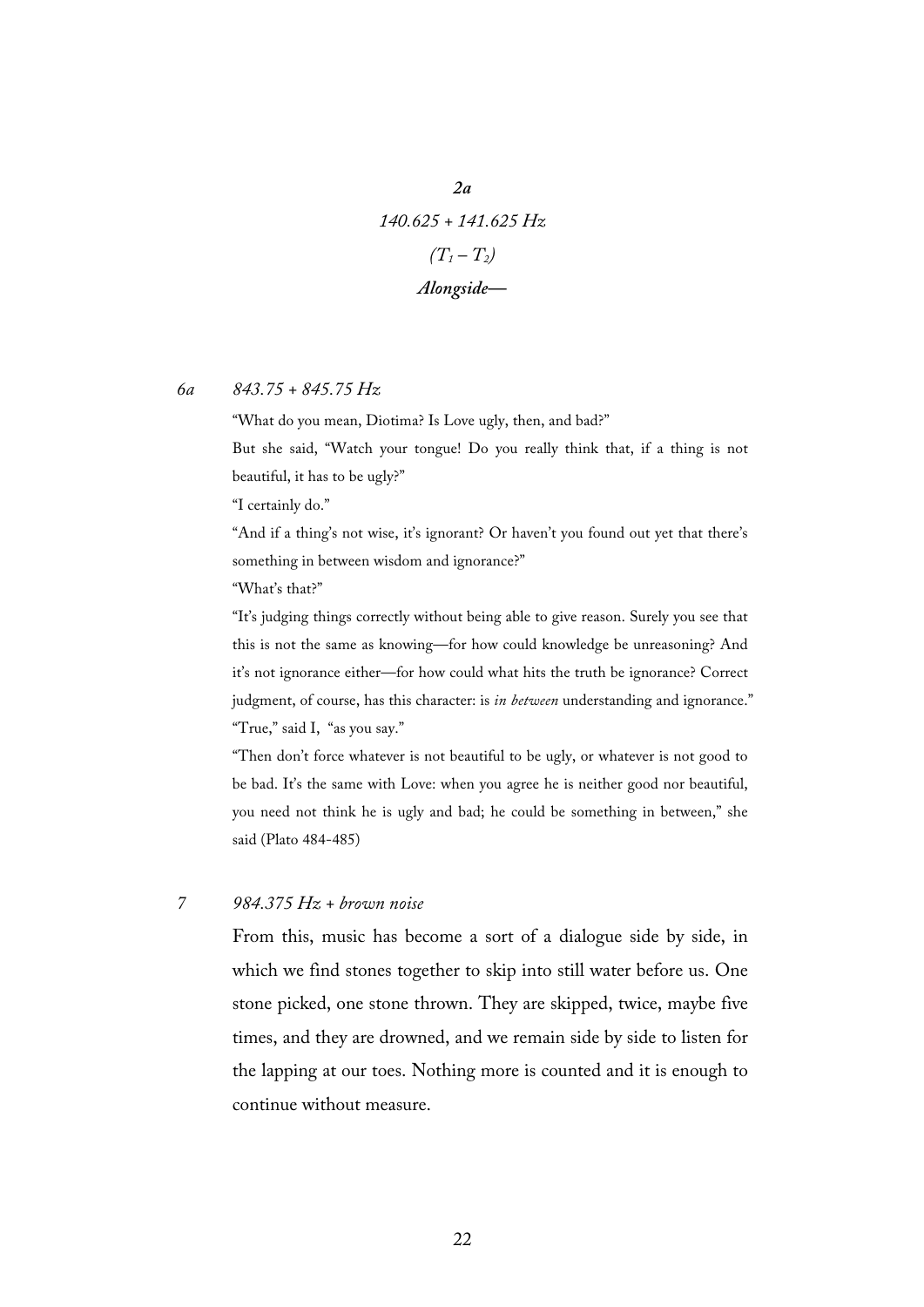***2a***

*140.625 + 141.625 Hz*

*$(T_1 – T_2)$*

***Alongside—***

*6a* *843.75 + 845.75 Hz*

"What do you mean, Diotima? Is Love ugly, then, and bad?"

But she said, "Watch your tongue! Do you really think that, if a thing is not beautiful, it has to be ugly?"

"I certainly do."

"And if a thing's not wise, it's ignorant? Or haven't you found out yet that there's something in between wisdom and ignorance?"

"What's that?"

"It's judging things correctly without being able to give reason. Surely you see that this is not the same as knowing—for how could knowledge be unreasoning? And it's not ignorance either—for how could what hits the truth be ignorance? Correct judgment, of course, has this character: is *in between* understanding and ignorance."

"True," said I, "as you say."

"Then don't force whatever is not beautiful to be ugly, or whatever is not good to be bad. It's the same with Love: when you agree he is neither good nor beautiful, you need not think he is ugly and bad; he could be something in between," she said (Plato 484-485)

*7* *984.375 Hz + brown noise*

From this, music has become a sort of a dialogue side by side, in which we find stones together to skip into still water before us. One stone picked, one stone thrown. They are skipped, twice, maybe five times, and they are drowned, and we remain side by side to listen for the lapping at our toes. Nothing more is counted and it is enough to continue without measure.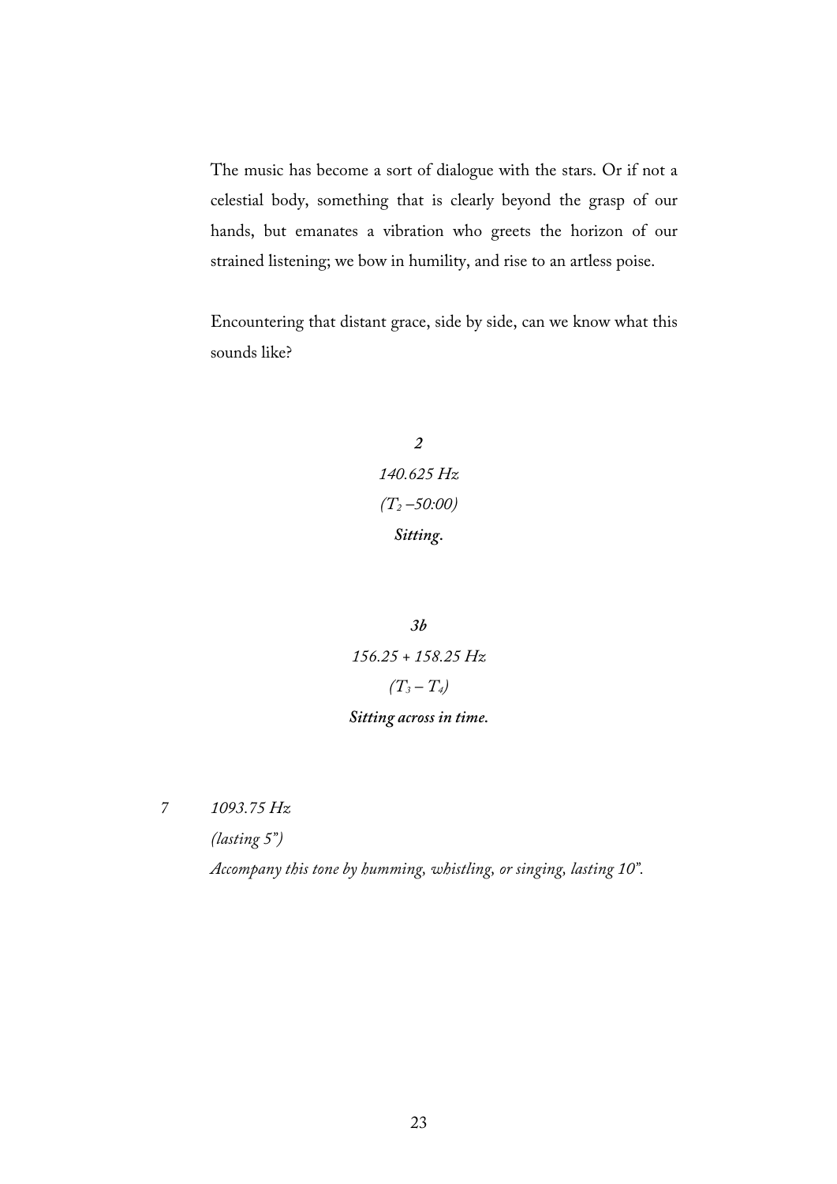The music has become a sort of dialogue with the stars. Or if not a celestial body, something that is clearly beyond the grasp of our hands, but emanates a vibration who greets the horizon of our strained listening; we bow in humility, and rise to an artless poise.

Encountering that distant grace, side by side, can we know what this sounds like?

***2***

*140.625 Hz*

*($T_2$ –50:00)*

***Sitting.***

***3b***

*156.25 + 158.25 Hz*

*($T_3$ – $T_4$)*

***Sitting across in time.***

*7* *1093.75 Hz*

*(lasting 5")*

*Accompany this tone by humming, whistling, or singing, lasting 10".*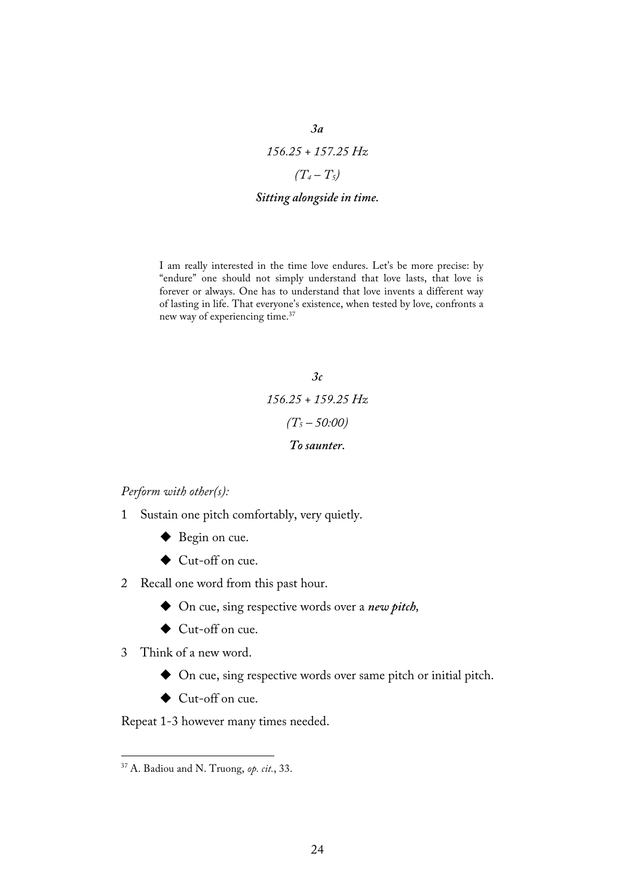*3a*

*156.25 + 157.25 Hz*

*($T_4$ – $T_5$)*

***Sitting alongside in time.***

> I am really interested in the time love endures. Let's be more precise: by "endure" one should not simply understand that love lasts, that love is forever or always. One has to understand that love invents a different way of lasting in life. That everyone's existence, when tested by love, confronts a new way of experiencing time.[37]

*3c*

*156.25 + 159.25 Hz*

*($T_5$ – 50:00)*

***To saunter.***

*Perform with other(s):*

1 Sustain one pitch comfortably, very quietly.
   - Begin on cue.
   - Cut-off on cue.
2 Recall one word from this past hour.
   - On cue, sing respective words over a ***new pitch***,
   - Cut-off on cue.
3 Think of a new word.
   - On cue, sing respective words over same pitch or initial pitch.
   - Cut-off on cue.

Repeat 1-3 however many times needed.

---

[37] A. Badiou and N. Truong, *op. cit.*, 33.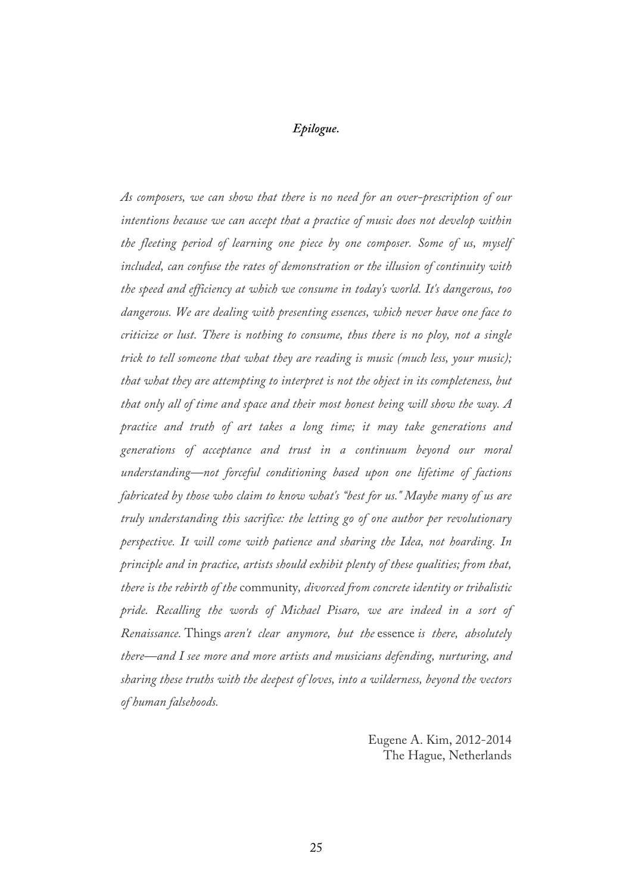## *Epilogue.*

*As composers, we can show that there is no need for an over-prescription of our intentions because we can accept that a practice of music does not develop within the fleeting period of learning one piece by one composer. Some of us, myself included, can confuse the rates of demonstration or the illusion of continuity with the speed and efficiency at which we consume in today's world. It's dangerous, too dangerous. We are dealing with presenting essences, which never have one face to criticize or lust. There is nothing to consume, thus there is no ploy, not a single trick to tell someone that what they are reading is music (much less, your music); that what they are attempting to interpret is not the object in its completeness, but that only all of time and space and their most honest being will show the way. A practice and truth of art takes a long time; it may take generations and generations of acceptance and trust in a continuum beyond our moral understanding—not forceful conditioning based upon one lifetime of factions fabricated by those who claim to know what's "best for us." Maybe many of us are truly understanding this sacrifice: the letting go of one author per revolutionary perspective. It will come with patience and sharing the Idea, not hoarding. In principle and in practice, artists should exhibit plenty of these qualities; from that, there is the rebirth of the* community*, divorced from concrete identity or tribalistic pride. Recalling the words of Michael Pisaro, we are indeed in a sort of Renaissance.* Things *aren't clear anymore, but the* essence *is there, absolutely there—and I see more and more artists and musicians defending, nurturing, and sharing these truths with the deepest of loves, into a wilderness, beyond the vectors of human falsehoods.*

Eugene A. Kim, 2012-2014
The Hague, Netherlands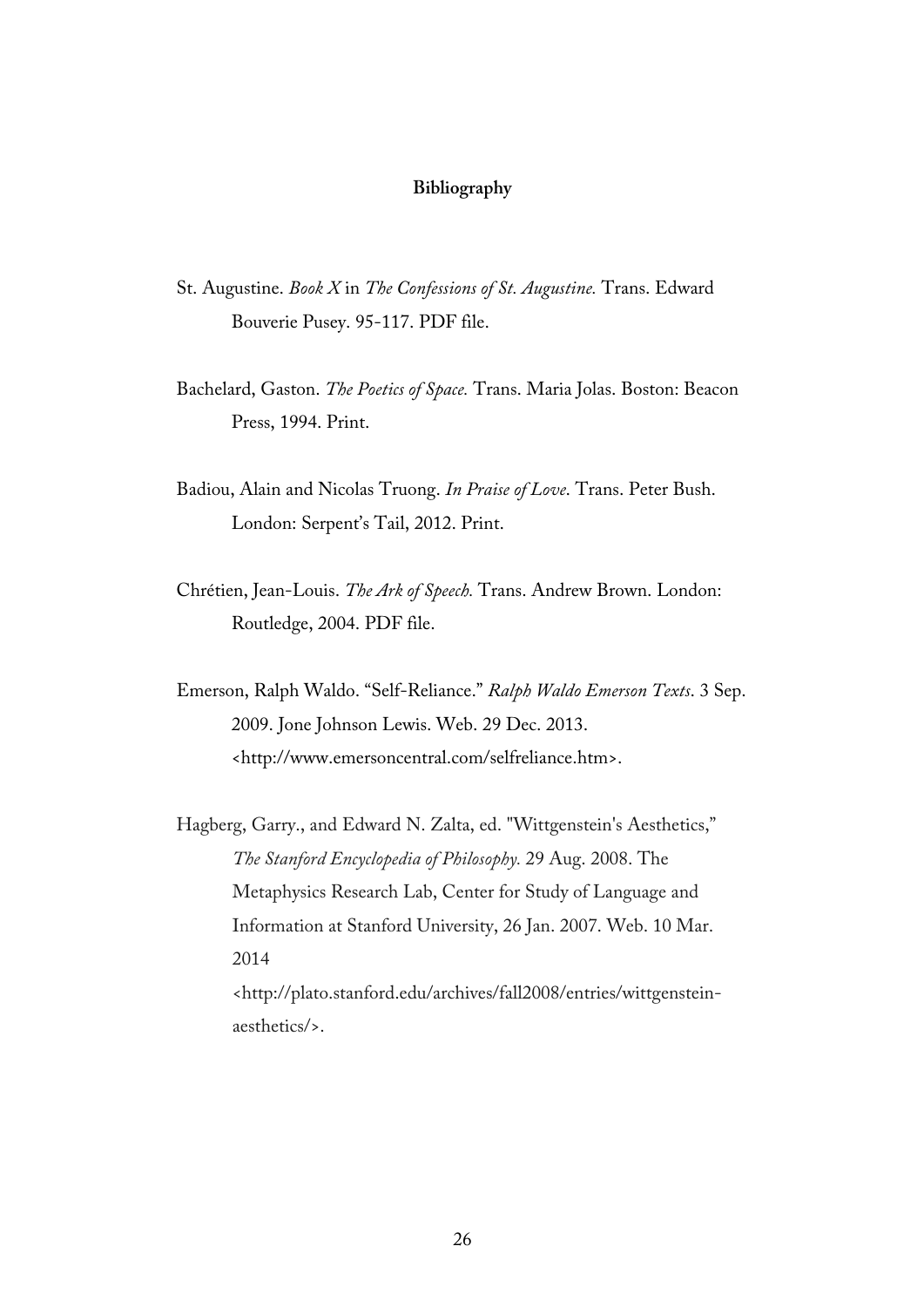**Bibliography**

St. Augustine. *Book X* in *The Confessions of St. Augustine.* Trans. Edward Bouverie Pusey. 95-117. PDF file.

Bachelard, Gaston. *The Poetics of Space.* Trans. Maria Jolas. Boston: Beacon Press, 1994. Print.

Badiou, Alain and Nicolas Truong. *In Praise of Love*. Trans. Peter Bush. London: Serpent's Tail, 2012. Print.

Chrétien, Jean-Louis. *The Ark of Speech.* Trans. Andrew Brown. London: Routledge, 2004. PDF file.

Emerson, Ralph Waldo. "Self-Reliance." *Ralph Waldo Emerson Texts*. 3 Sep. 2009. Jone Johnson Lewis. Web. 29 Dec. 2013. <http://www.emersoncentral.com/selfreliance.htm>.

Hagberg, Garry., and Edward N. Zalta, ed. "Wittgenstein's Aesthetics," *The Stanford Encyclopedia of Philosophy.* 29 Aug. 2008. The Metaphysics Research Lab, Center for Study of Language and Information at Stanford University, 26 Jan. 2007. Web. 10 Mar. 2014 <http://plato.stanford.edu/archives/fall2008/entries/wittgenstein-aesthetics/>.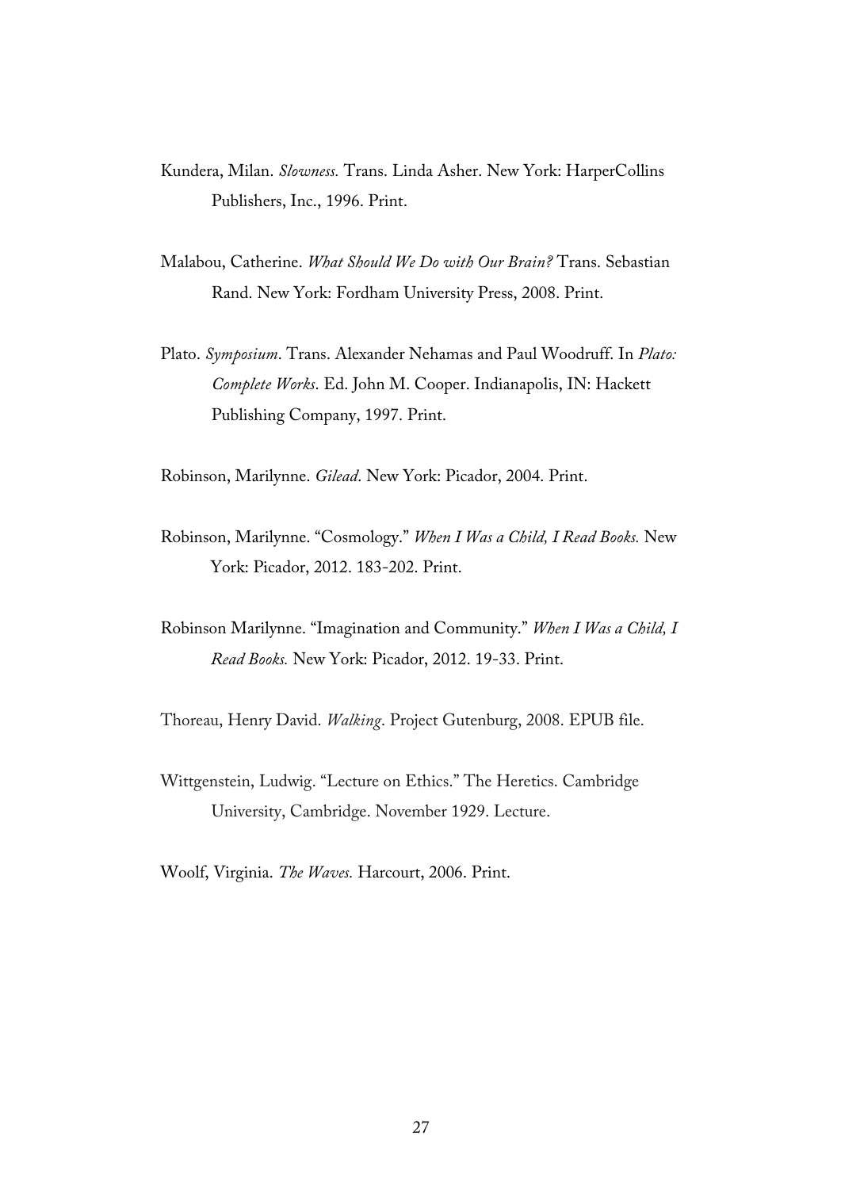Kundera, Milan. *Slowness.* Trans. Linda Asher. New York: HarperCollins Publishers, Inc., 1996. Print.

Malabou, Catherine. *What Should We Do with Our Brain?* Trans. Sebastian Rand. New York: Fordham University Press, 2008. Print.

Plato. *Symposium*. Trans. Alexander Nehamas and Paul Woodruff. In *Plato: Complete Works*. Ed. John M. Cooper. Indianapolis, IN: Hackett Publishing Company, 1997. Print.

Robinson, Marilynne. *Gilead*. New York: Picador, 2004. Print.

Robinson, Marilynne. "Cosmology." *When I Was a Child, I Read Books.* New York: Picador, 2012. 183-202. Print.

Robinson Marilynne. "Imagination and Community." *When I Was a Child, I Read Books.* New York: Picador, 2012. 19-33. Print.

Thoreau, Henry David. *Walking*. Project Gutenburg, 2008. EPUB file.

Wittgenstein, Ludwig. "Lecture on Ethics." The Heretics. Cambridge University, Cambridge. November 1929. Lecture.

Woolf, Virginia. *The Waves.* Harcourt, 2006. Print.